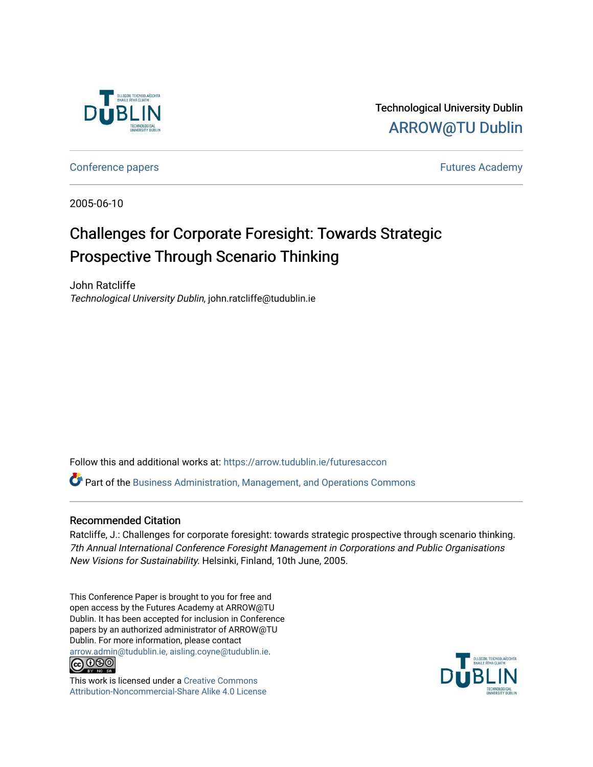Technological University Dublin

ARROW@TU Dublin

Conference papers

Futures Academy

2005-06-10

# Challenges for Corporate Foresight: Towards Strategic Prospective Through Scenario Thinking

John Ratcliffe

*Technological University Dublin*, john.ratcliffe@tudublin.ie

Follow this and additional works at: https://arrow.tudublin.ie/futuresaccon

Part of the Business Administration, Management, and Operations Commons

## Recommended Citation

Ratcliffe, J.: Challenges for corporate foresight: towards strategic prospective through scenario thinking. *7th Annual International Conference Foresight Management in Corporations and Public Organisations New Visions for Sustainability.* Helsinki, Finland, 10th June, 2005.

This Conference Paper is brought to you for free and open access by the Futures Academy at ARROW@TU Dublin. It has been accepted for inclusion in Conference papers by an authorized administrator of ARROW@TU Dublin. For more information, please contact arrow.admin@tudublin.ie, aisling.coyne@tudublin.ie.

This work is licensed under a Creative Commons Attribution-Noncommercial-Share Alike 4.0 License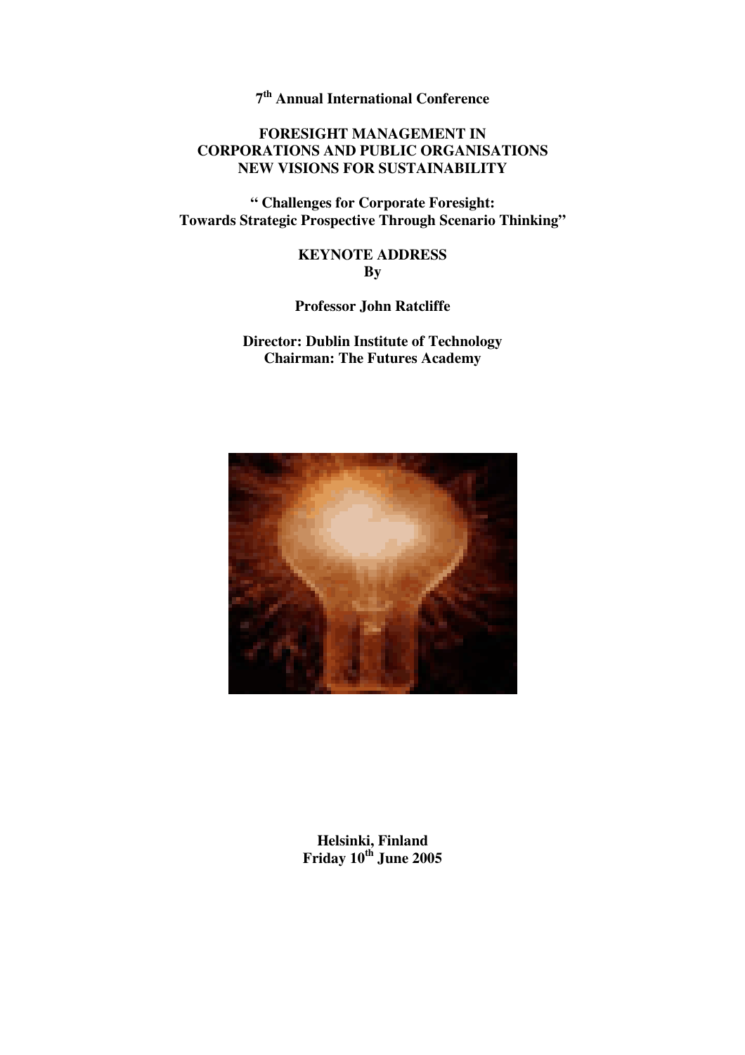**7th Annual International Conference**

**FORESIGHT MANAGEMENT IN CORPORATIONS AND PUBLIC ORGANISATIONS NEW VISIONS FOR SUSTAINABILITY**

**" Challenges for Corporate Foresight: Towards Strategic Prospective Through Scenario Thinking"**

**KEYNOTE ADDRESS**
**By**

**Professor John Ratcliffe**

**Director: Dublin Institute of Technology**
**Chairman: The Futures Academy**

**Helsinki, Finland**
**Friday 10th June 2005**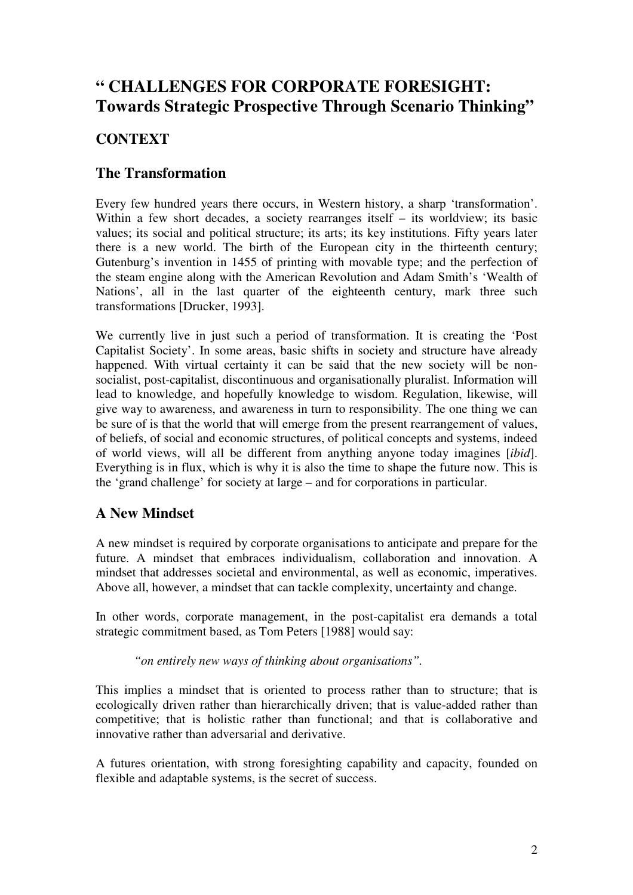# " CHALLENGES FOR CORPORATE FORESIGHT: Towards Strategic Prospective Through Scenario Thinking"

## CONTEXT

### The Transformation

Every few hundred years there occurs, in Western history, a sharp 'transformation'. Within a few short decades, a society rearranges itself – its worldview; its basic values; its social and political structure; its arts; its key institutions. Fifty years later there is a new world. The birth of the European city in the thirteenth century; Gutenburg's invention in 1455 of printing with movable type; and the perfection of the steam engine along with the American Revolution and Adam Smith's 'Wealth of Nations', all in the last quarter of the eighteenth century, mark three such transformations [Drucker, 1993].

We currently live in just such a period of transformation. It is creating the 'Post Capitalist Society'. In some areas, basic shifts in society and structure have already happened. With virtual certainty it can be said that the new society will be non-socialist, post-capitalist, discontinuous and organisationally pluralist. Information will lead to knowledge, and hopefully knowledge to wisdom. Regulation, likewise, will give way to awareness, and awareness in turn to responsibility. The one thing we can be sure of is that the world that will emerge from the present rearrangement of values, of beliefs, of social and economic structures, of political concepts and systems, indeed of world views, will all be different from anything anyone today imagines [*ibid*]. Everything is in flux, which is why it is also the time to shape the future now. This is the 'grand challenge' for society at large – and for corporations in particular.

### A New Mindset

A new mindset is required by corporate organisations to anticipate and prepare for the future. A mindset that embraces individualism, collaboration and innovation. A mindset that addresses societal and environmental, as well as economic, imperatives. Above all, however, a mindset that can tackle complexity, uncertainty and change.

In other words, corporate management, in the post-capitalist era demands a total strategic commitment based, as Tom Peters [1988] would say:

> *"on entirely new ways of thinking about organisations".*

This implies a mindset that is oriented to process rather than to structure; that is ecologically driven rather than hierarchically driven; that is value-added rather than competitive; that is holistic rather than functional; and that is collaborative and innovative rather than adversarial and derivative.

A futures orientation, with strong foresighting capability and capacity, founded on flexible and adaptable systems, is the secret of success.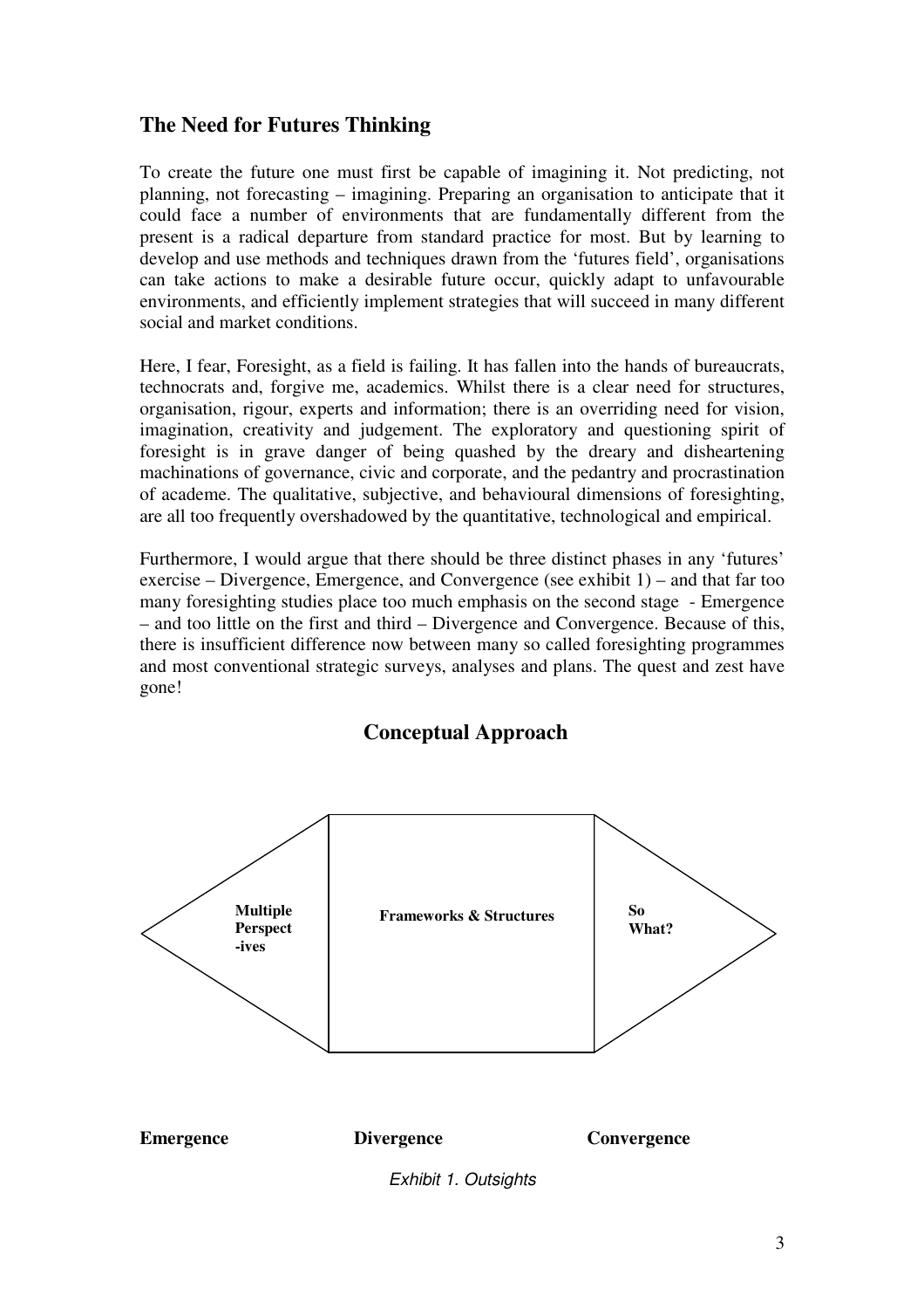## The Need for Futures Thinking

To create the future one must first be capable of imagining it. Not predicting, not planning, not forecasting – imagining. Preparing an organisation to anticipate that it could face a number of environments that are fundamentally different from the present is a radical departure from standard practice for most. But by learning to develop and use methods and techniques drawn from the 'futures field', organisations can take actions to make a desirable future occur, quickly adapt to unfavourable environments, and efficiently implement strategies that will succeed in many different social and market conditions.

Here, I fear, Foresight, as a field is failing. It has fallen into the hands of bureaucrats, technocrats and, forgive me, academics. Whilst there is a clear need for structures, organisation, rigour, experts and information; there is an overriding need for vision, imagination, creativity and judgement. The exploratory and questioning spirit of foresight is in grave danger of being quashed by the dreary and disheartening machinations of governance, civic and corporate, and the pedantry and procrastination of academe. The qualitative, subjective, and behavioural dimensions of foresighting, are all too frequently overshadowed by the quantitative, technological and empirical.

Furthermore, I would argue that there should be three distinct phases in any 'futures' exercise – Divergence, Emergence, and Convergence (see exhibit 1) – and that far too many foresighting studies place too much emphasis on the second stage - Emergence – and too little on the first and third – Divergence and Convergence. Because of this, there is insufficient difference now between many so called foresighting programmes and most conventional strategic surveys, analyses and plans. The quest and zest have gone!

### Conceptual Approach

**Multiple Perspect -ives** | **Frameworks & Structures** | **So What?**

**Emergence** | **Divergence** | **Convergence**

*Exhibit 1. Outsights*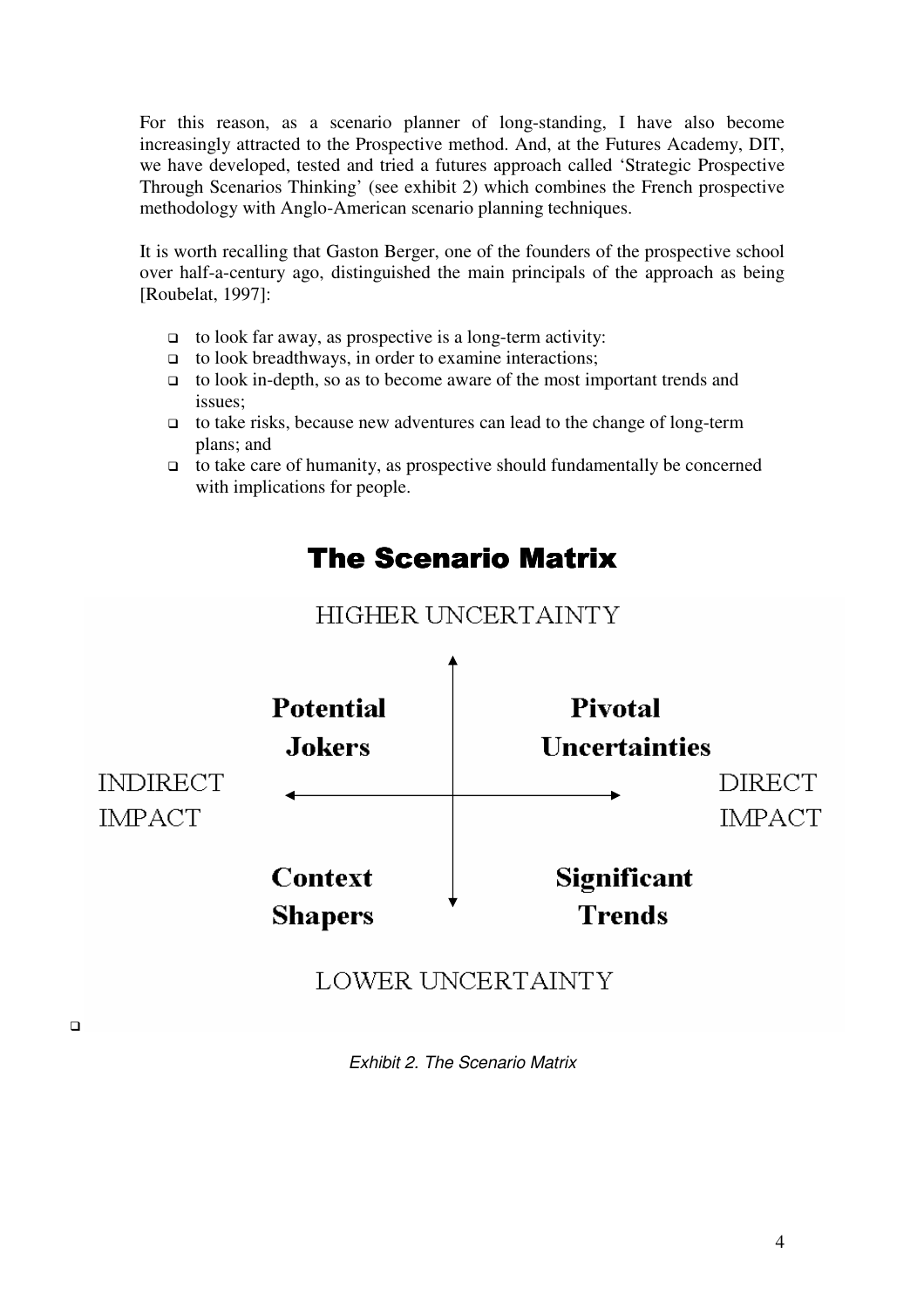For this reason, as a scenario planner of long-standing, I have also become increasingly attracted to the Prospective method. And, at the Futures Academy, DIT, we have developed, tested and tried a futures approach called 'Strategic Prospective Through Scenarios Thinking' (see exhibit 2) which combines the French prospective methodology with Anglo-American scenario planning techniques.

It is worth recalling that Gaston Berger, one of the founders of the prospective school over half-a-century ago, distinguished the main principals of the approach as being [Roubelat, 1997]:

- to look far away, as prospective is a long-term activity:
- to look breadthways, in order to examine interactions;
- to look in-depth, so as to become aware of the most important trends and issues;
- to take risks, because new adventures can lead to the change of long-term plans; and
- to take care of humanity, as prospective should fundamentally be concerned with implications for people.

## The Scenario Matrix

HIGHER UNCERTAINTY

| | INDIRECT IMPACT | DIRECT IMPACT |
|---|---|---|
| **Higher uncertainty** | **Potential Jokers** | **Pivotal Uncertainties** |
| **Lower uncertainty** | **Context Shapers** | **Significant Trends** |

LOWER UNCERTAINTY

*Exhibit 2. The Scenario Matrix*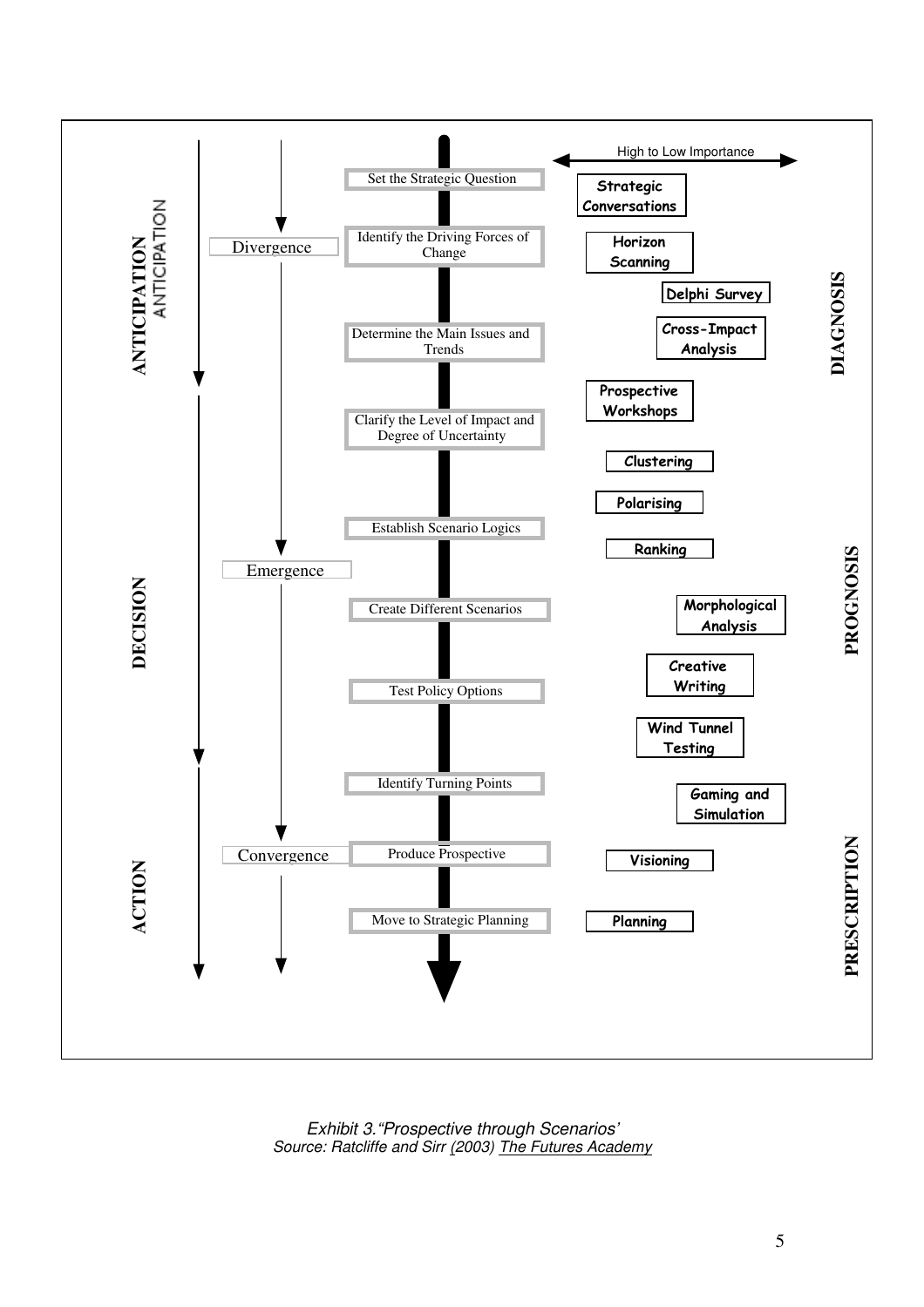High to Low Importance

| Phase | Flow | Step | Technique | Stage |
| --- | --- | --- | --- | --- |
| ANTICIPATION | | Set the Strategic Question | Strategic Conversations | DIAGNOSIS |
| | Divergence | Identify the Driving Forces of Change | Horizon Scanning | |
| | | | Delphi Survey | |
| | | Determine the Main Issues and Trends | Cross-Impact Analysis | |
| | | | Prospective Workshops | |
| DECISION | | Clarify the Level of Impact and Degree of Uncertainty | Clustering | PROGNOSIS |
| | | | Polarising | |
| | | Establish Scenario Logics | Ranking | |
| | Emergence | Create Different Scenarios | Morphological Analysis | |
| | | | Creative Writing | |
| | | Test Policy Options | Wind Tunnel Testing | |
| ACTION | | Identify Turning Points | Gaming and Simulation | PRESCRIPTION |
| | Convergence | Produce Prospective | Visioning | |
| | | Move to Strategic Planning | Planning | |

*Exhibit 3."Prospective through Scenarios'*
*Source: Ratcliffe and Sirr (2003) The Futures Academy*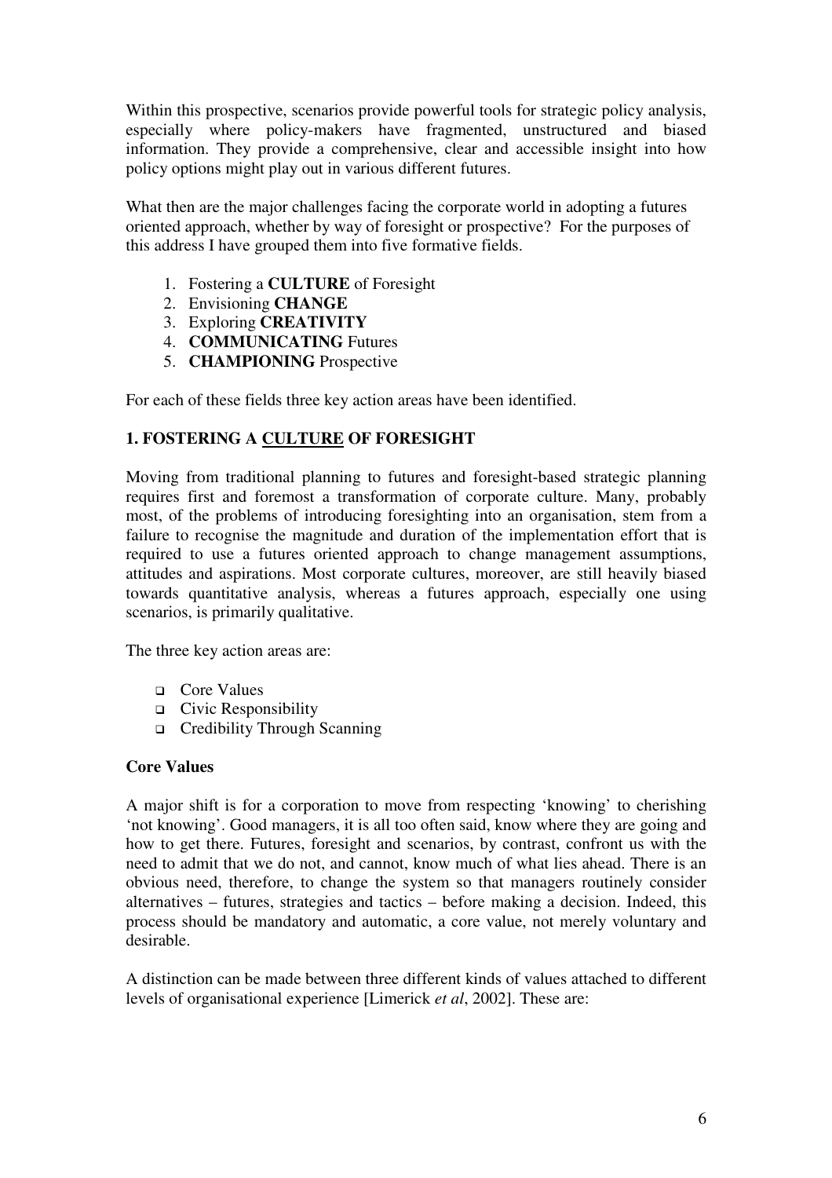Within this prospective, scenarios provide powerful tools for strategic policy analysis, especially where policy-makers have fragmented, unstructured and biased information. They provide a comprehensive, clear and accessible insight into how policy options might play out in various different futures.

What then are the major challenges facing the corporate world in adopting a futures oriented approach, whether by way of foresight or prospective? For the purposes of this address I have grouped them into five formative fields.

1. Fostering a **CULTURE** of Foresight
2. Envisioning **CHANGE**
3. Exploring **CREATIVITY**
4. **COMMUNICATING** Futures
5. **CHAMPIONING** Prospective

For each of these fields three key action areas have been identified.

## 1. FOSTERING A CULTURE OF FORESIGHT

Moving from traditional planning to futures and foresight-based strategic planning requires first and foremost a transformation of corporate culture. Many, probably most, of the problems of introducing foresighting into an organisation, stem from a failure to recognise the magnitude and duration of the implementation effort that is required to use a futures oriented approach to change management assumptions, attitudes and aspirations. Most corporate cultures, moreover, are still heavily biased towards quantitative analysis, whereas a futures approach, especially one using scenarios, is primarily qualitative.

The three key action areas are:

- Core Values
- Civic Responsibility
- Credibility Through Scanning

### Core Values

A major shift is for a corporation to move from respecting 'knowing' to cherishing 'not knowing'. Good managers, it is all too often said, know where they are going and how to get there. Futures, foresight and scenarios, by contrast, confront us with the need to admit that we do not, and cannot, know much of what lies ahead. There is an obvious need, therefore, to change the system so that managers routinely consider alternatives – futures, strategies and tactics – before making a decision. Indeed, this process should be mandatory and automatic, a core value, not merely voluntary and desirable.

A distinction can be made between three different kinds of values attached to different levels of organisational experience [Limerick *et al*, 2002]. These are: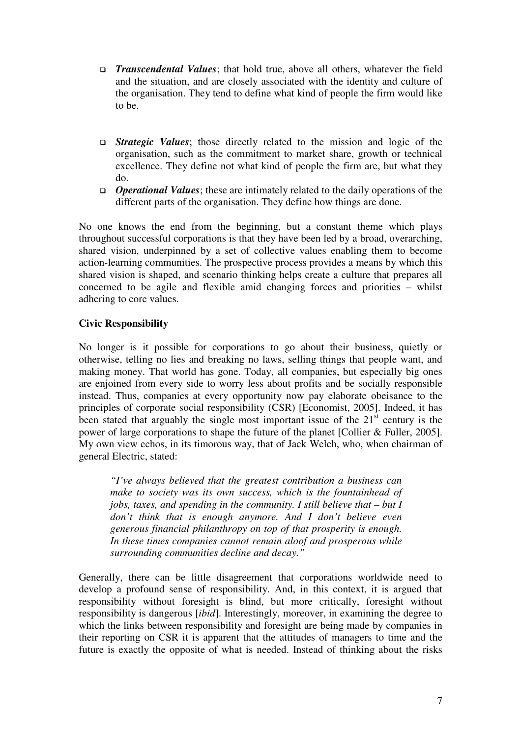- ***Transcendental Values***; that hold true, above all others, whatever the field and the situation, and are closely associated with the identity and culture of the organisation. They tend to define what kind of people the firm would like to be.
- ***Strategic Values***; those directly related to the mission and logic of the organisation, such as the commitment to market share, growth or technical excellence. They define not what kind of people the firm are, but what they do.
- ***Operational Values***; these are intimately related to the daily operations of the different parts of the organisation. They define how things are done.

No one knows the end from the beginning, but a constant theme which plays throughout successful corporations is that they have been led by a broad, overarching, shared vision, underpinned by a set of collective values enabling them to become action-learning communities. The prospective process provides a means by which this shared vision is shaped, and scenario thinking helps create a culture that prepares all concerned to be agile and flexible amid changing forces and priorities – whilst adhering to core values.

**Civic Responsibility**

No longer is it possible for corporations to go about their business, quietly or otherwise, telling no lies and breaking no laws, selling things that people want, and making money. That world has gone. Today, all companies, but especially big ones are enjoined from every side to worry less about profits and be socially responsible instead. Thus, companies at every opportunity now pay elaborate obeisance to the principles of corporate social responsibility (CSR) [Economist, 2005]. Indeed, it has been stated that arguably the single most important issue of the 21st century is the power of large corporations to shape the future of the planet [Collier & Fuller, 2005]. My own view echos, in its timorous way, that of Jack Welch, who, when chairman of general Electric, stated:

> *"I've always believed that the greatest contribution a business can make to society was its own success, which is the fountainhead of jobs, taxes, and spending in the community. I still believe that – but I don't think that is enough anymore. And I don't believe even generous financial philanthropy on top of that prosperity is enough. In these times companies cannot remain aloof and prosperous while surrounding communities decline and decay."*

Generally, there can be little disagreement that corporations worldwide need to develop a profound sense of responsibility. And, in this context, it is argued that responsibility without foresight is blind, but more critically, foresight without responsibility is dangerous [*ibid*]. Interestingly, moreover, in examining the degree to which the links between responsibility and foresight are being made by companies in their reporting on CSR it is apparent that the attitudes of managers to time and the future is exactly the opposite of what is needed. Instead of thinking about the risks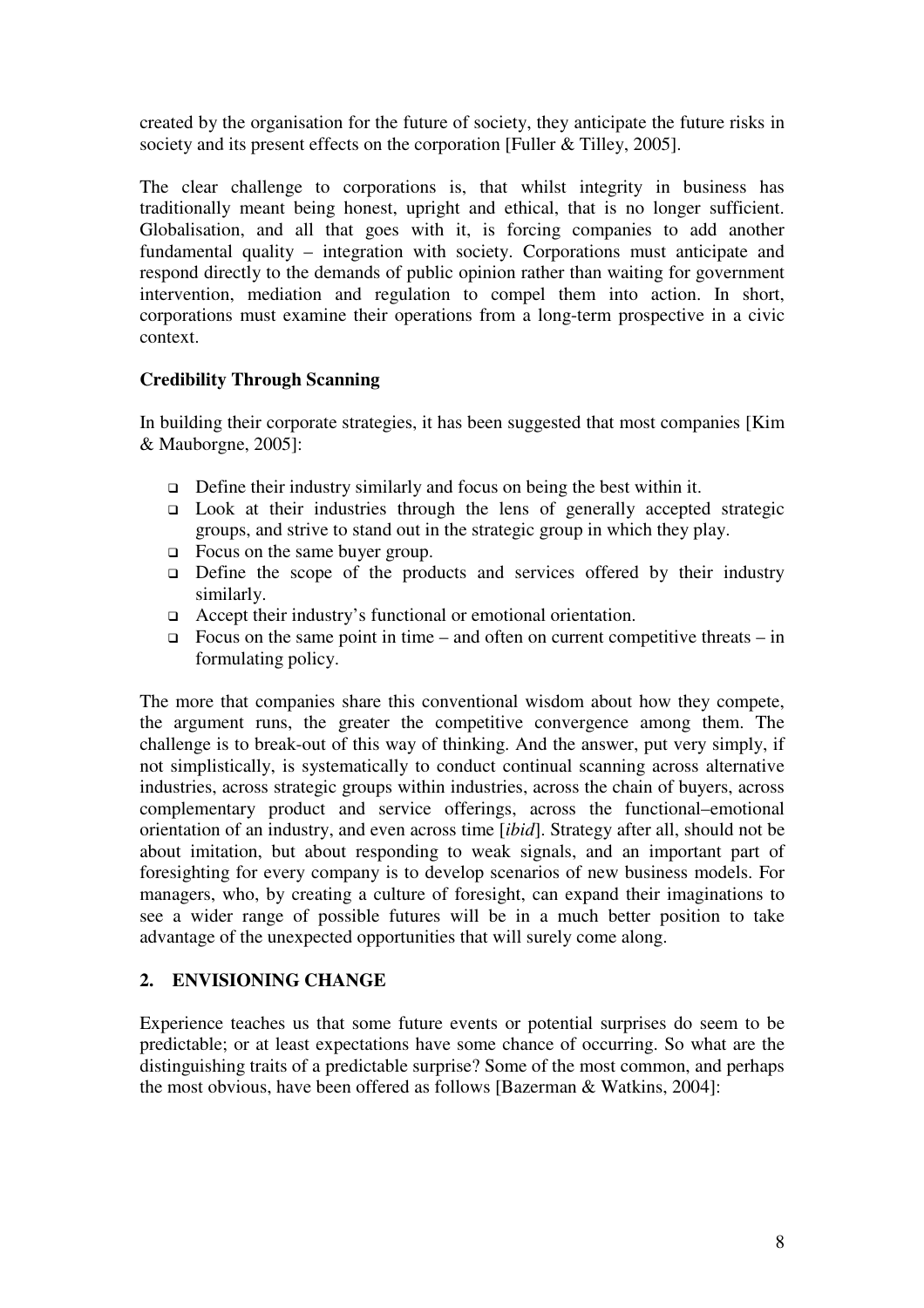created by the organisation for the future of society, they anticipate the future risks in society and its present effects on the corporation [Fuller & Tilley, 2005].

The clear challenge to corporations is, that whilst integrity in business has traditionally meant being honest, upright and ethical, that is no longer sufficient. Globalisation, and all that goes with it, is forcing companies to add another fundamental quality – integration with society. Corporations must anticipate and respond directly to the demands of public opinion rather than waiting for government intervention, mediation and regulation to compel them into action. In short, corporations must examine their operations from a long-term prospective in a civic context.

**Credibility Through Scanning**

In building their corporate strategies, it has been suggested that most companies [Kim & Mauborgne, 2005]:

- Define their industry similarly and focus on being the best within it.
- Look at their industries through the lens of generally accepted strategic groups, and strive to stand out in the strategic group in which they play.
- Focus on the same buyer group.
- Define the scope of the products and services offered by their industry similarly.
- Accept their industry's functional or emotional orientation.
- Focus on the same point in time – and often on current competitive threats – in formulating policy.

The more that companies share this conventional wisdom about how they compete, the argument runs, the greater the competitive convergence among them. The challenge is to break-out of this way of thinking. And the answer, put very simply, if not simplistically, is systematically to conduct continual scanning across alternative industries, across strategic groups within industries, across the chain of buyers, across complementary product and service offerings, across the functional–emotional orientation of an industry, and even across time [*ibid*]. Strategy after all, should not be about imitation, but about responding to weak signals, and an important part of foresighting for every company is to develop scenarios of new business models. For managers, who, by creating a culture of foresight, can expand their imaginations to see a wider range of possible futures will be in a much better position to take advantage of the unexpected opportunities that will surely come along.

## 2. ENVISIONING CHANGE

Experience teaches us that some future events or potential surprises do seem to be predictable; or at least expectations have some chance of occurring. So what are the distinguishing traits of a predictable surprise? Some of the most common, and perhaps the most obvious, have been offered as follows [Bazerman & Watkins, 2004]: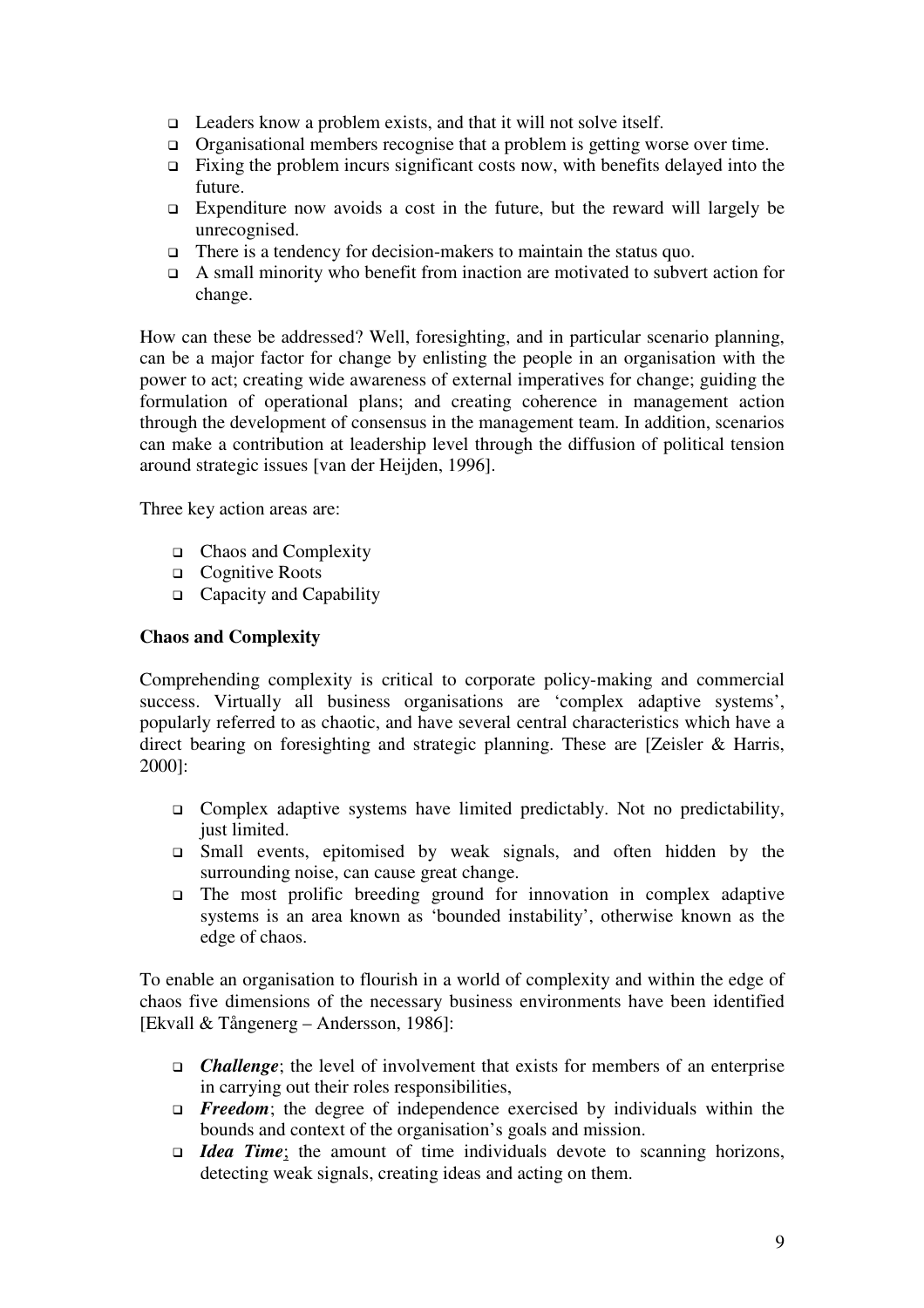- Leaders know a problem exists, and that it will not solve itself.
- Organisational members recognise that a problem is getting worse over time.
- Fixing the problem incurs significant costs now, with benefits delayed into the future.
- Expenditure now avoids a cost in the future, but the reward will largely be unrecognised.
- There is a tendency for decision-makers to maintain the status quo.
- A small minority who benefit from inaction are motivated to subvert action for change.

How can these be addressed? Well, foresighting, and in particular scenario planning, can be a major factor for change by enlisting the people in an organisation with the power to act; creating wide awareness of external imperatives for change; guiding the formulation of operational plans; and creating coherence in management action through the development of consensus in the management team. In addition, scenarios can make a contribution at leadership level through the diffusion of political tension around strategic issues [van der Heijden, 1996].

Three key action areas are:

- Chaos and Complexity
- Cognitive Roots
- Capacity and Capability

**Chaos and Complexity**

Comprehending complexity is critical to corporate policy-making and commercial success. Virtually all business organisations are 'complex adaptive systems', popularly referred to as chaotic, and have several central characteristics which have a direct bearing on foresighting and strategic planning. These are [Zeisler & Harris, 2000]:

- Complex adaptive systems have limited predictably. Not no predictability, just limited.
- Small events, epitomised by weak signals, and often hidden by the surrounding noise, can cause great change.
- The most prolific breeding ground for innovation in complex adaptive systems is an area known as 'bounded instability', otherwise known as the edge of chaos.

To enable an organisation to flourish in a world of complexity and within the edge of chaos five dimensions of the necessary business environments have been identified [Ekvall & Tångenerg – Andersson, 1986]:

- ***Challenge***; the level of involvement that exists for members of an enterprise in carrying out their roles responsibilities,
- ***Freedom***; the degree of independence exercised by individuals within the bounds and context of the organisation's goals and mission.
- ***Idea Time***; the amount of time individuals devote to scanning horizons, detecting weak signals, creating ideas and acting on them.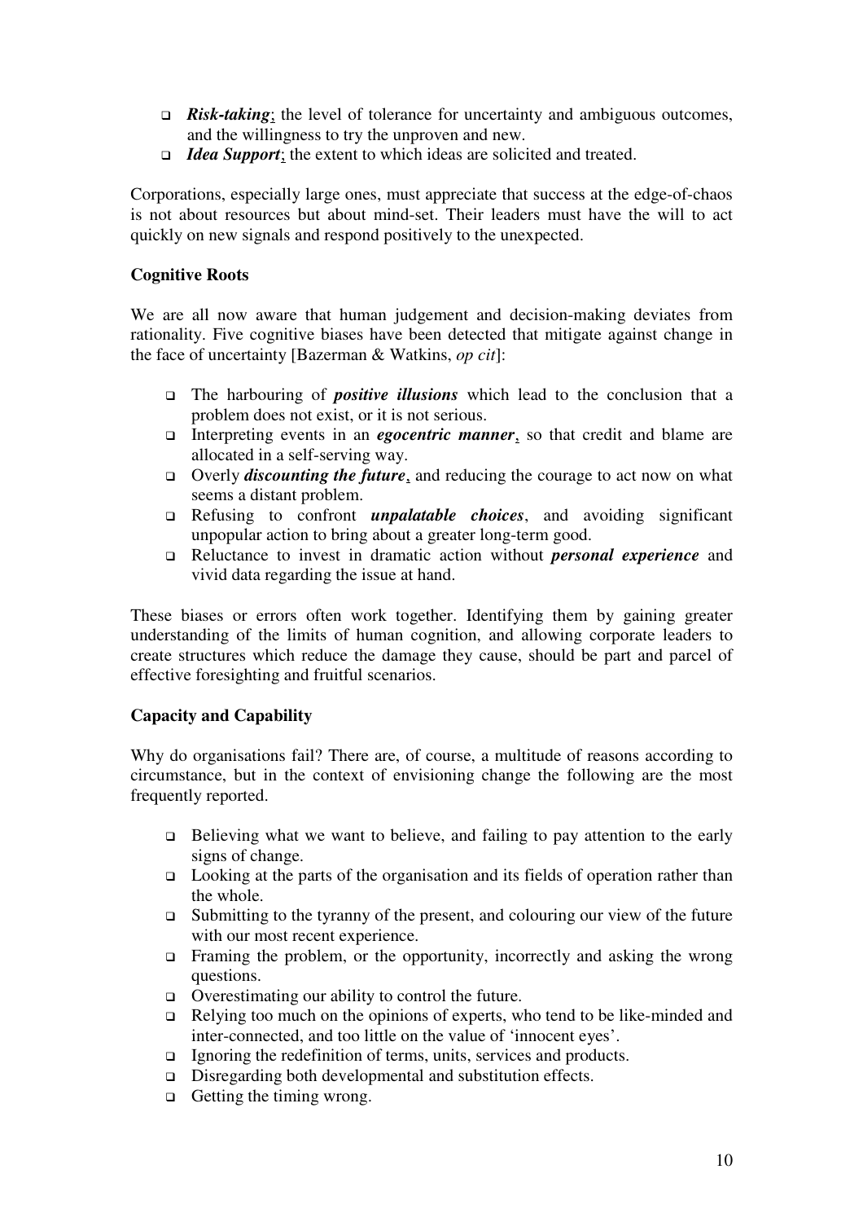- ***Risk-taking***; the level of tolerance for uncertainty and ambiguous outcomes, and the willingness to try the unproven and new.
- ***Idea Support***; the extent to which ideas are solicited and treated.

Corporations, especially large ones, must appreciate that success at the edge-of-chaos is not about resources but about mind-set. Their leaders must have the will to act quickly on new signals and respond positively to the unexpected.

**Cognitive Roots**

We are all now aware that human judgement and decision-making deviates from rationality. Five cognitive biases have been detected that mitigate against change in the face of uncertainty [Bazerman & Watkins, *op cit*]:

- The harbouring of ***positive illusions*** which lead to the conclusion that a problem does not exist, or it is not serious.
- Interpreting events in an ***egocentric manner***, so that credit and blame are allocated in a self-serving way.
- Overly ***discounting the future***, and reducing the courage to act now on what seems a distant problem.
- Refusing to confront ***unpalatable choices***, and avoiding significant unpopular action to bring about a greater long-term good.
- Reluctance to invest in dramatic action without ***personal experience*** and vivid data regarding the issue at hand.

These biases or errors often work together. Identifying them by gaining greater understanding of the limits of human cognition, and allowing corporate leaders to create structures which reduce the damage they cause, should be part and parcel of effective foresighting and fruitful scenarios.

**Capacity and Capability**

Why do organisations fail? There are, of course, a multitude of reasons according to circumstance, but in the context of envisioning change the following are the most frequently reported.

- Believing what we want to believe, and failing to pay attention to the early signs of change.
- Looking at the parts of the organisation and its fields of operation rather than the whole.
- Submitting to the tyranny of the present, and colouring our view of the future with our most recent experience.
- Framing the problem, or the opportunity, incorrectly and asking the wrong questions.
- Overestimating our ability to control the future.
- Relying too much on the opinions of experts, who tend to be like-minded and inter-connected, and too little on the value of 'innocent eyes'.
- Ignoring the redefinition of terms, units, services and products.
- Disregarding both developmental and substitution effects.
- Getting the timing wrong.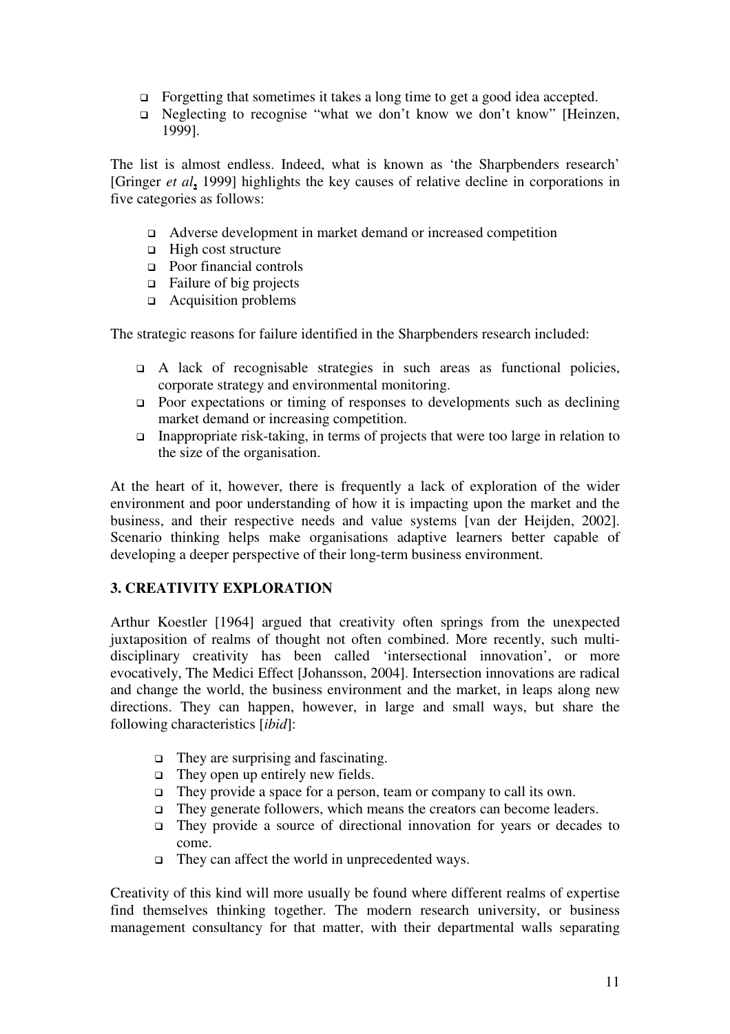- Forgetting that sometimes it takes a long time to get a good idea accepted.
- Neglecting to recognise "what we don't know we don't know" [Heinzen, 1999].

The list is almost endless. Indeed, what is known as 'the Sharpbenders research' [Gringer *et al*, 1999] highlights the key causes of relative decline in corporations in five categories as follows:

- Adverse development in market demand or increased competition
- High cost structure
- Poor financial controls
- Failure of big projects
- Acquisition problems

The strategic reasons for failure identified in the Sharpbenders research included:

- A lack of recognisable strategies in such areas as functional policies, corporate strategy and environmental monitoring.
- Poor expectations or timing of responses to developments such as declining market demand or increasing competition.
- Inappropriate risk-taking, in terms of projects that were too large in relation to the size of the organisation.

At the heart of it, however, there is frequently a lack of exploration of the wider environment and poor understanding of how it is impacting upon the market and the business, and their respective needs and value systems [van der Heijden, 2002]. Scenario thinking helps make organisations adaptive learners better capable of developing a deeper perspective of their long-term business environment.

## 3. CREATIVITY EXPLORATION

Arthur Koestler [1964] argued that creativity often springs from the unexpected juxtaposition of realms of thought not often combined. More recently, such multi-disciplinary creativity has been called 'intersectional innovation', or more evocatively, The Medici Effect [Johansson, 2004]. Intersection innovations are radical and change the world, the business environment and the market, in leaps along new directions. They can happen, however, in large and small ways, but share the following characteristics [*ibid*]:

- They are surprising and fascinating.
- They open up entirely new fields.
- They provide a space for a person, team or company to call its own.
- They generate followers, which means the creators can become leaders.
- They provide a source of directional innovation for years or decades to come.
- They can affect the world in unprecedented ways.

Creativity of this kind will more usually be found where different realms of expertise find themselves thinking together. The modern research university, or business management consultancy for that matter, with their departmental walls separating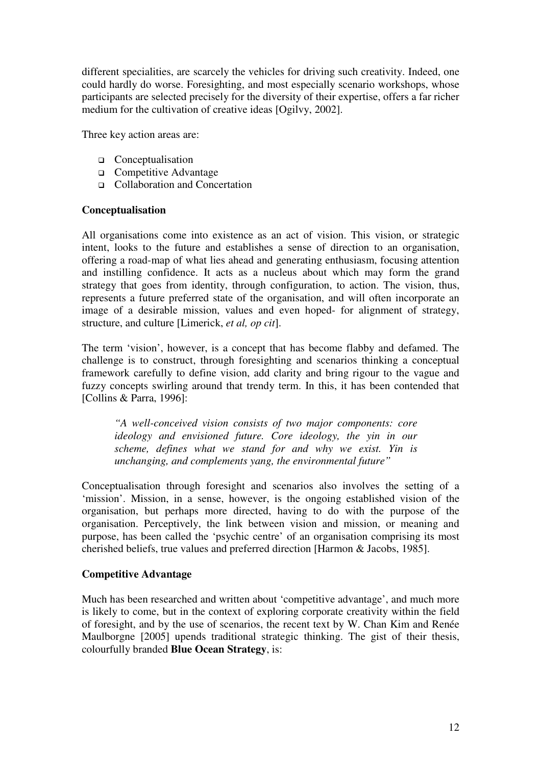different specialities, are scarcely the vehicles for driving such creativity. Indeed, one could hardly do worse. Foresighting, and most especially scenario workshops, whose participants are selected precisely for the diversity of their expertise, offers a far richer medium for the cultivation of creative ideas [Ogilvy, 2002].

Three key action areas are:

- Conceptualisation
- Competitive Advantage
- Collaboration and Concertation

**Conceptualisation**

All organisations come into existence as an act of vision. This vision, or strategic intent, looks to the future and establishes a sense of direction to an organisation, offering a road-map of what lies ahead and generating enthusiasm, focusing attention and instilling confidence. It acts as a nucleus about which may form the grand strategy that goes from identity, through configuration, to action. The vision, thus, represents a future preferred state of the organisation, and will often incorporate an image of a desirable mission, values and even hoped- for alignment of strategy, structure, and culture [Limerick, *et al, op cit*].

The term 'vision', however, is a concept that has become flabby and defamed. The challenge is to construct, through foresighting and scenarios thinking a conceptual framework carefully to define vision, add clarity and bring rigour to the vague and fuzzy concepts swirling around that trendy term. In this, it has been contended that [Collins & Parra, 1996]:

> *"A well-conceived vision consists of two major components: core ideology and envisioned future. Core ideology, the yin in our scheme, defines what we stand for and why we exist. Yin is unchanging, and complements yang, the environmental future"*

Conceptualisation through foresight and scenarios also involves the setting of a 'mission'. Mission, in a sense, however, is the ongoing established vision of the organisation, but perhaps more directed, having to do with the purpose of the organisation. Perceptively, the link between vision and mission, or meaning and purpose, has been called the 'psychic centre' of an organisation comprising its most cherished beliefs, true values and preferred direction [Harmon & Jacobs, 1985].

**Competitive Advantage**

Much has been researched and written about 'competitive advantage', and much more is likely to come, but in the context of exploring corporate creativity within the field of foresight, and by the use of scenarios, the recent text by W. Chan Kim and Renée Maulborgne [2005] upends traditional strategic thinking. The gist of their thesis, colourfully branded **Blue Ocean Strategy**, is: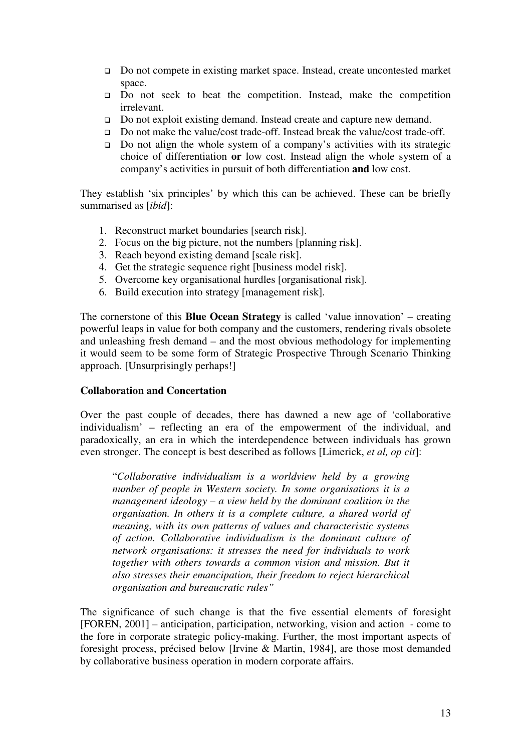- Do not compete in existing market space. Instead, create uncontested market space.
- Do not seek to beat the competition. Instead, make the competition irrelevant.
- Do not exploit existing demand. Instead create and capture new demand.
- Do not make the value/cost trade-off. Instead break the value/cost trade-off.
- Do not align the whole system of a company's activities with its strategic choice of differentiation **or** low cost. Instead align the whole system of a company's activities in pursuit of both differentiation **and** low cost.

They establish 'six principles' by which this can be achieved. These can be briefly summarised as [*ibid*]:

1. Reconstruct market boundaries [search risk].
2. Focus on the big picture, not the numbers [planning risk].
3. Reach beyond existing demand [scale risk].
4. Get the strategic sequence right [business model risk].
5. Overcome key organisational hurdles [organisational risk].
6. Build execution into strategy [management risk].

The cornerstone of this **Blue Ocean Strategy** is called 'value innovation' – creating powerful leaps in value for both company and the customers, rendering rivals obsolete and unleashing fresh demand – and the most obvious methodology for implementing it would seem to be some form of Strategic Prospective Through Scenario Thinking approach. [Unsurprisingly perhaps!]

**Collaboration and Concertation**

Over the past couple of decades, there has dawned a new age of 'collaborative individualism' – reflecting an era of the empowerment of the individual, and paradoxically, an era in which the interdependence between individuals has grown even stronger. The concept is best described as follows [Limerick, *et al, op cit*]:

> "*Collaborative individualism is a worldview held by a growing number of people in Western society. In some organisations it is a management ideology – a view held by the dominant coalition in the organisation. In others it is a complete culture, a shared world of meaning, with its own patterns of values and characteristic systems of action. Collaborative individualism is the dominant culture of network organisations: it stresses the need for individuals to work together with others towards a common vision and mission. But it also stresses their emancipation, their freedom to reject hierarchical organisation and bureaucratic rules"*

The significance of such change is that the five essential elements of foresight [FOREN, 2001] – anticipation, participation, networking, vision and action - come to the fore in corporate strategic policy-making. Further, the most important aspects of foresight process, précised below [Irvine & Martin, 1984], are those most demanded by collaborative business operation in modern corporate affairs.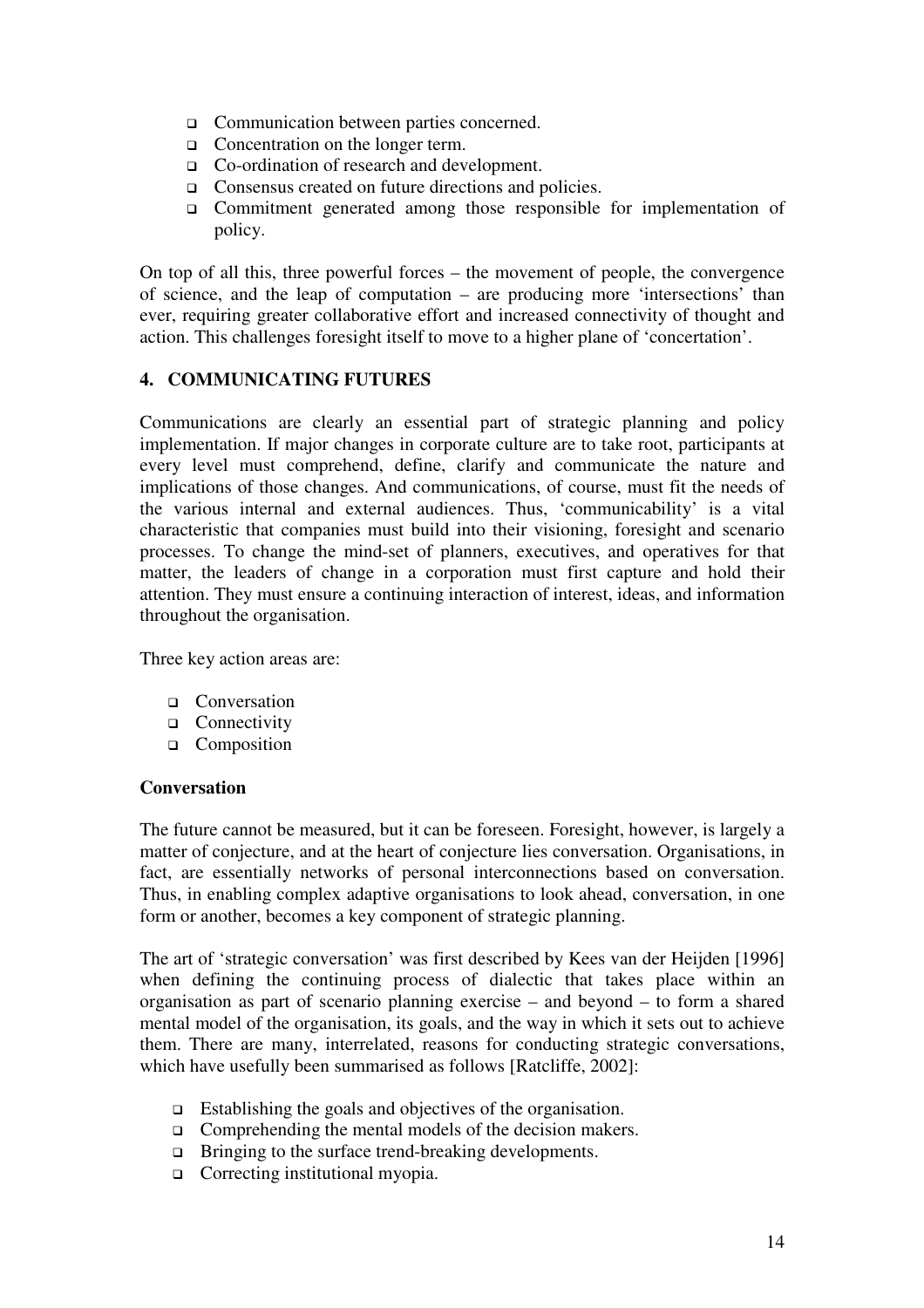- Communication between parties concerned.
- Concentration on the longer term.
- Co-ordination of research and development.
- Consensus created on future directions and policies.
- Commitment generated among those responsible for implementation of policy.

On top of all this, three powerful forces – the movement of people, the convergence of science, and the leap of computation – are producing more 'intersections' than ever, requiring greater collaborative effort and increased connectivity of thought and action. This challenges foresight itself to move to a higher plane of 'concertation'.

## 4. COMMUNICATING FUTURES

Communications are clearly an essential part of strategic planning and policy implementation. If major changes in corporate culture are to take root, participants at every level must comprehend, define, clarify and communicate the nature and implications of those changes. And communications, of course, must fit the needs of the various internal and external audiences. Thus, 'communicability' is a vital characteristic that companies must build into their visioning, foresight and scenario processes. To change the mind-set of planners, executives, and operatives for that matter, the leaders of change in a corporation must first capture and hold their attention. They must ensure a continuing interaction of interest, ideas, and information throughout the organisation.

Three key action areas are:

- Conversation
- Connectivity
- Composition

### Conversation

The future cannot be measured, but it can be foreseen. Foresight, however, is largely a matter of conjecture, and at the heart of conjecture lies conversation. Organisations, in fact, are essentially networks of personal interconnections based on conversation. Thus, in enabling complex adaptive organisations to look ahead, conversation, in one form or another, becomes a key component of strategic planning.

The art of 'strategic conversation' was first described by Kees van der Heijden [1996] when defining the continuing process of dialectic that takes place within an organisation as part of scenario planning exercise – and beyond – to form a shared mental model of the organisation, its goals, and the way in which it sets out to achieve them. There are many, interrelated, reasons for conducting strategic conversations, which have usefully been summarised as follows [Ratcliffe, 2002]:

- Establishing the goals and objectives of the organisation.
- Comprehending the mental models of the decision makers.
- Bringing to the surface trend-breaking developments.
- Correcting institutional myopia.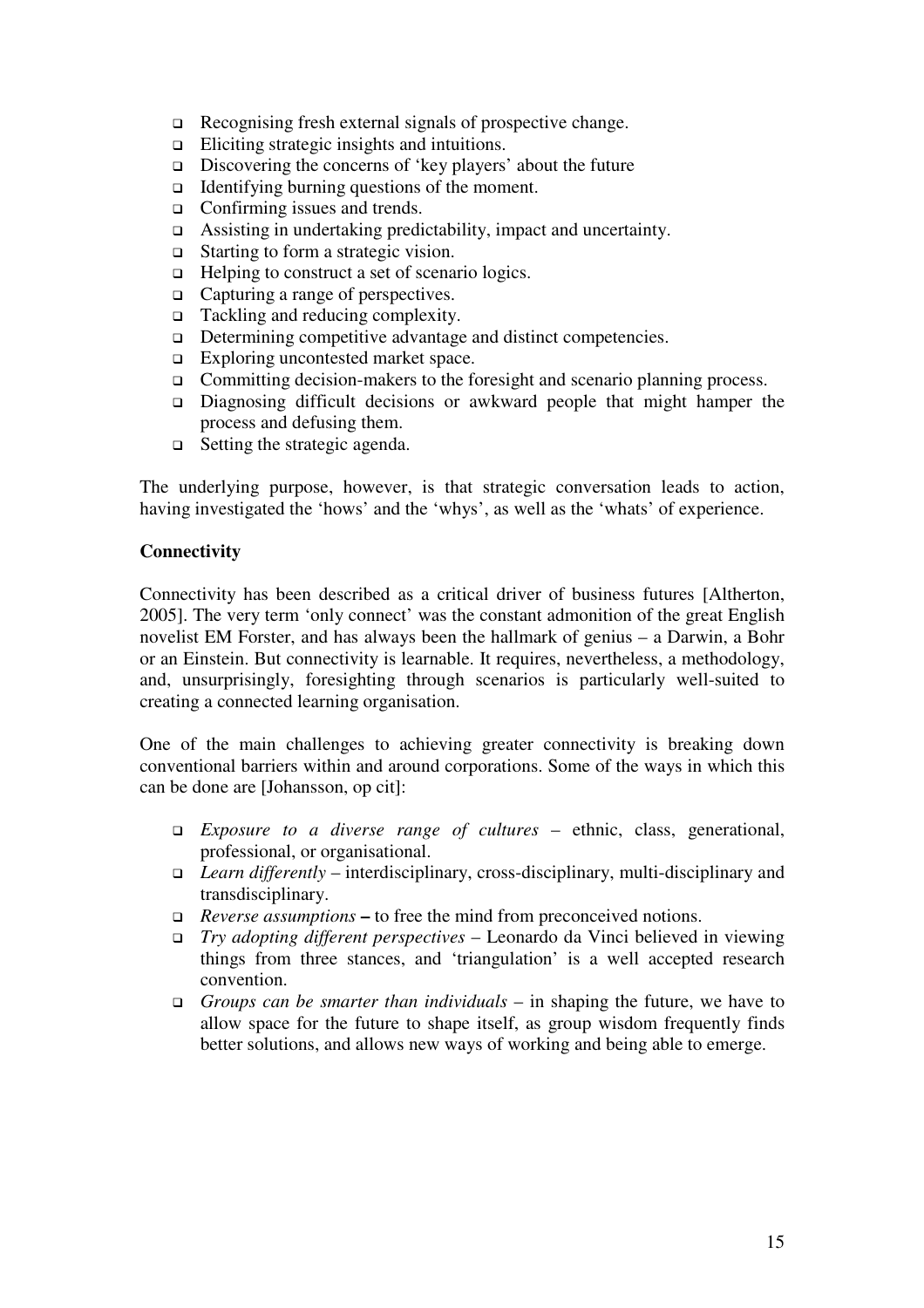- Recognising fresh external signals of prospective change.
- Eliciting strategic insights and intuitions.
- Discovering the concerns of 'key players' about the future
- Identifying burning questions of the moment.
- Confirming issues and trends.
- Assisting in undertaking predictability, impact and uncertainty.
- Starting to form a strategic vision.
- Helping to construct a set of scenario logics.
- Capturing a range of perspectives.
- Tackling and reducing complexity.
- Determining competitive advantage and distinct competencies.
- Exploring uncontested market space.
- Committing decision-makers to the foresight and scenario planning process.
- Diagnosing difficult decisions or awkward people that might hamper the process and defusing them.
- Setting the strategic agenda.

The underlying purpose, however, is that strategic conversation leads to action, having investigated the 'hows' and the 'whys', as well as the 'whats' of experience.

**Connectivity**

Connectivity has been described as a critical driver of business futures [Altherton, 2005]. The very term 'only connect' was the constant admonition of the great English novelist EM Forster, and has always been the hallmark of genius – a Darwin, a Bohr or an Einstein. But connectivity is learnable. It requires, nevertheless, a methodology, and, unsurprisingly, foresighting through scenarios is particularly well-suited to creating a connected learning organisation.

One of the main challenges to achieving greater connectivity is breaking down conventional barriers within and around corporations. Some of the ways in which this can be done are [Johansson, op cit]:

- *Exposure to a diverse range of cultures* – ethnic, class, generational, professional, or organisational.
- *Learn differently* – interdisciplinary, cross-disciplinary, multi-disciplinary and transdisciplinary.
- *Reverse assumptions* **–** to free the mind from preconceived notions.
- *Try adopting different perspectives* – Leonardo da Vinci believed in viewing things from three stances, and 'triangulation' is a well accepted research convention.
- *Groups can be smarter than individuals* – in shaping the future, we have to allow space for the future to shape itself, as group wisdom frequently finds better solutions, and allows new ways of working and being able to emerge.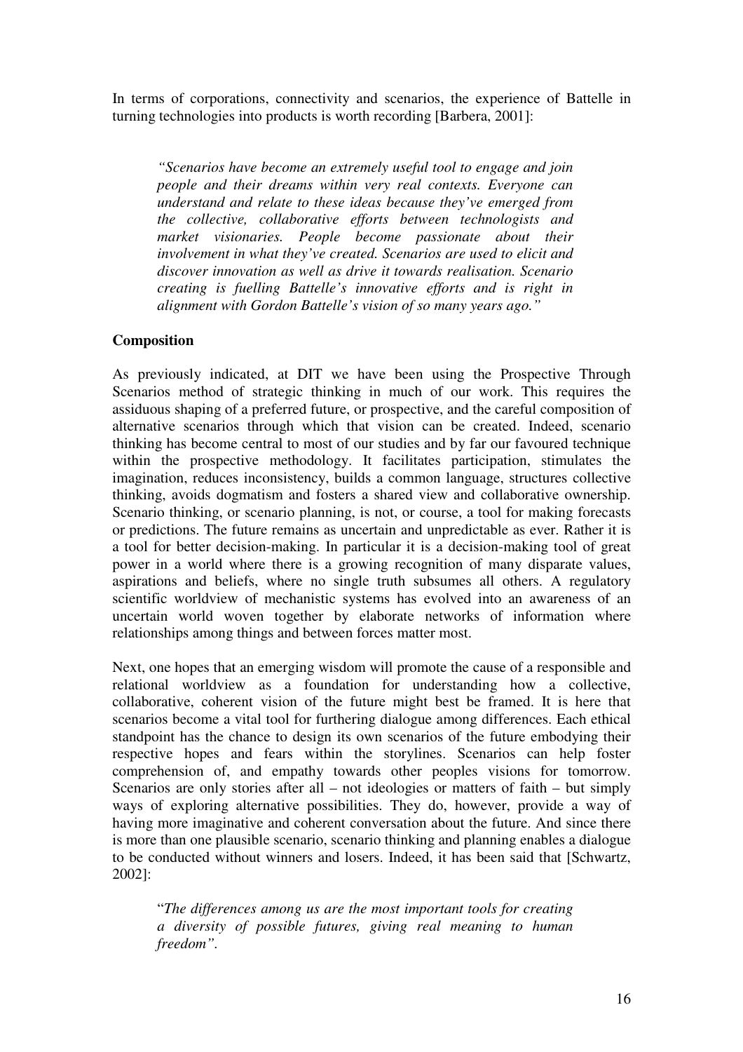In terms of corporations, connectivity and scenarios, the experience of Battelle in turning technologies into products is worth recording [Barbera, 2001]:

> *"Scenarios have become an extremely useful tool to engage and join people and their dreams within very real contexts. Everyone can understand and relate to these ideas because they've emerged from the collective, collaborative efforts between technologists and market visionaries. People become passionate about their involvement in what they've created. Scenarios are used to elicit and discover innovation as well as drive it towards realisation. Scenario creating is fuelling Battelle's innovative efforts and is right in alignment with Gordon Battelle's vision of so many years ago."*

**Composition**

As previously indicated, at DIT we have been using the Prospective Through Scenarios method of strategic thinking in much of our work. This requires the assiduous shaping of a preferred future, or prospective, and the careful composition of alternative scenarios through which that vision can be created. Indeed, scenario thinking has become central to most of our studies and by far our favoured technique within the prospective methodology. It facilitates participation, stimulates the imagination, reduces inconsistency, builds a common language, structures collective thinking, avoids dogmatism and fosters a shared view and collaborative ownership. Scenario thinking, or scenario planning, is not, or course, a tool for making forecasts or predictions. The future remains as uncertain and unpredictable as ever. Rather it is a tool for better decision-making. In particular it is a decision-making tool of great power in a world where there is a growing recognition of many disparate values, aspirations and beliefs, where no single truth subsumes all others. A regulatory scientific worldview of mechanistic systems has evolved into an awareness of an uncertain world woven together by elaborate networks of information where relationships among things and between forces matter most.

Next, one hopes that an emerging wisdom will promote the cause of a responsible and relational worldview as a foundation for understanding how a collective, collaborative, coherent vision of the future might best be framed. It is here that scenarios become a vital tool for furthering dialogue among differences. Each ethical standpoint has the chance to design its own scenarios of the future embodying their respective hopes and fears within the storylines. Scenarios can help foster comprehension of, and empathy towards other peoples visions for tomorrow. Scenarios are only stories after all – not ideologies or matters of faith – but simply ways of exploring alternative possibilities. They do, however, provide a way of having more imaginative and coherent conversation about the future. And since there is more than one plausible scenario, scenario thinking and planning enables a dialogue to be conducted without winners and losers. Indeed, it has been said that [Schwartz, 2002]:

> "*The differences among us are the most important tools for creating a diversity of possible futures, giving real meaning to human freedom".*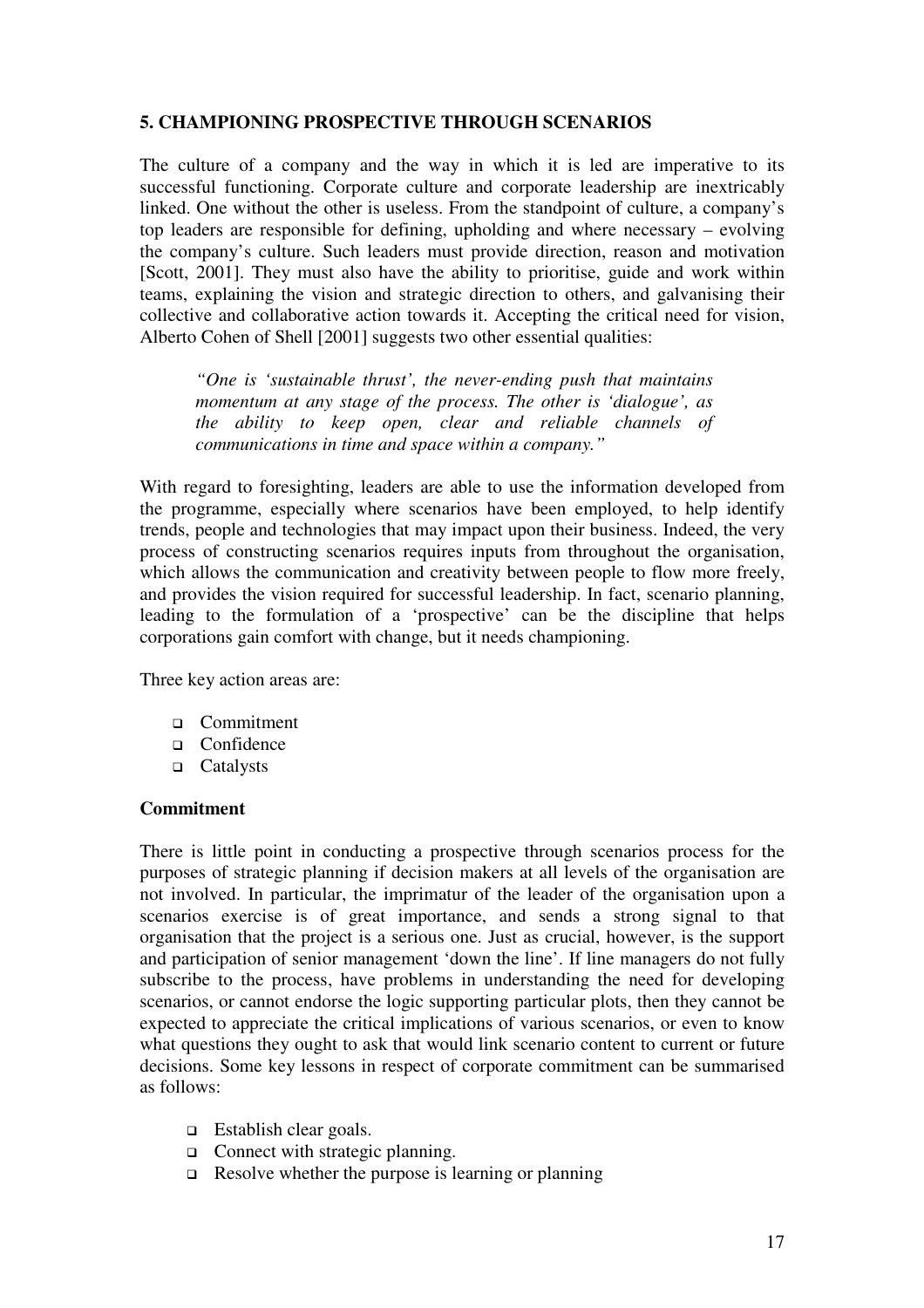## 5. CHAMPIONING PROSPECTIVE THROUGH SCENARIOS

The culture of a company and the way in which it is led are imperative to its successful functioning. Corporate culture and corporate leadership are inextricably linked. One without the other is useless. From the standpoint of culture, a company's top leaders are responsible for defining, upholding and where necessary – evolving the company's culture. Such leaders must provide direction, reason and motivation [Scott, 2001]. They must also have the ability to prioritise, guide and work within teams, explaining the vision and strategic direction to others, and galvanising their collective and collaborative action towards it. Accepting the critical need for vision, Alberto Cohen of Shell [2001] suggests two other essential qualities:

> *"One is 'sustainable thrust', the never-ending push that maintains momentum at any stage of the process. The other is 'dialogue', as the ability to keep open, clear and reliable channels of communications in time and space within a company."*

With regard to foresighting, leaders are able to use the information developed from the programme, especially where scenarios have been employed, to help identify trends, people and technologies that may impact upon their business. Indeed, the very process of constructing scenarios requires inputs from throughout the organisation, which allows the communication and creativity between people to flow more freely, and provides the vision required for successful leadership. In fact, scenario planning, leading to the formulation of a 'prospective' can be the discipline that helps corporations gain comfort with change, but it needs championing.

Three key action areas are:

- Commitment
- Confidence
- Catalysts

### Commitment

There is little point in conducting a prospective through scenarios process for the purposes of strategic planning if decision makers at all levels of the organisation are not involved. In particular, the imprimatur of the leader of the organisation upon a scenarios exercise is of great importance, and sends a strong signal to that organisation that the project is a serious one. Just as crucial, however, is the support and participation of senior management 'down the line'. If line managers do not fully subscribe to the process, have problems in understanding the need for developing scenarios, or cannot endorse the logic supporting particular plots, then they cannot be expected to appreciate the critical implications of various scenarios, or even to know what questions they ought to ask that would link scenario content to current or future decisions. Some key lessons in respect of corporate commitment can be summarised as follows:

- Establish clear goals.
- Connect with strategic planning.
- Resolve whether the purpose is learning or planning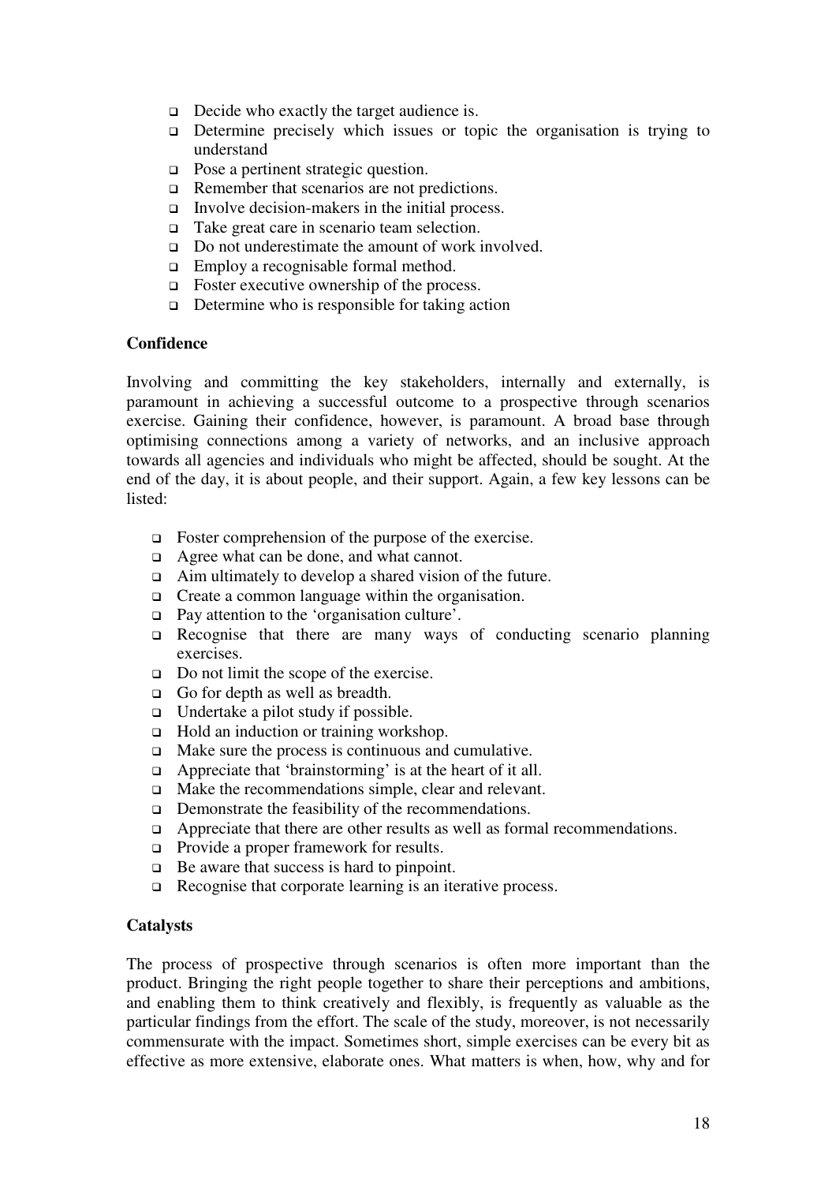- Decide who exactly the target audience is.
- Determine precisely which issues or topic the organisation is trying to understand
- Pose a pertinent strategic question.
- Remember that scenarios are not predictions.
- Involve decision-makers in the initial process.
- Take great care in scenario team selection.
- Do not underestimate the amount of work involved.
- Employ a recognisable formal method.
- Foster executive ownership of the process.
- Determine who is responsible for taking action

**Confidence**

Involving and committing the key stakeholders, internally and externally, is paramount in achieving a successful outcome to a prospective through scenarios exercise. Gaining their confidence, however, is paramount. A broad base through optimising connections among a variety of networks, and an inclusive approach towards all agencies and individuals who might be affected, should be sought. At the end of the day, it is about people, and their support. Again, a few key lessons can be listed:

- Foster comprehension of the purpose of the exercise.
- Agree what can be done, and what cannot.
- Aim ultimately to develop a shared vision of the future.
- Create a common language within the organisation.
- Pay attention to the 'organisation culture'.
- Recognise that there are many ways of conducting scenario planning exercises.
- Do not limit the scope of the exercise.
- Go for depth as well as breadth.
- Undertake a pilot study if possible.
- Hold an induction or training workshop.
- Make sure the process is continuous and cumulative.
- Appreciate that 'brainstorming' is at the heart of it all.
- Make the recommendations simple, clear and relevant.
- Demonstrate the feasibility of the recommendations.
- Appreciate that there are other results as well as formal recommendations.
- Provide a proper framework for results.
- Be aware that success is hard to pinpoint.
- Recognise that corporate learning is an iterative process.

**Catalysts**

The process of prospective through scenarios is often more important than the product. Bringing the right people together to share their perceptions and ambitions, and enabling them to think creatively and flexibly, is frequently as valuable as the particular findings from the effort. The scale of the study, moreover, is not necessarily commensurate with the impact. Sometimes short, simple exercises can be every bit as effective as more extensive, elaborate ones. What matters is when, how, why and for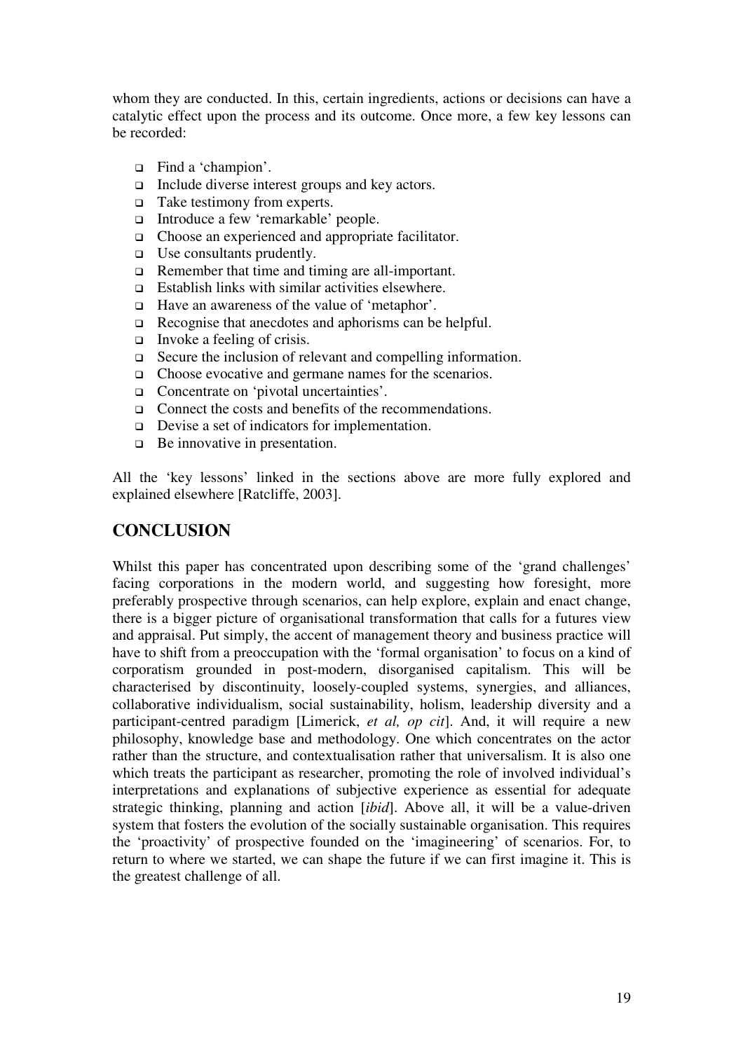whom they are conducted. In this, certain ingredients, actions or decisions can have a catalytic effect upon the process and its outcome. Once more, a few key lessons can be recorded:

- Find a 'champion'.
- Include diverse interest groups and key actors.
- Take testimony from experts.
- Introduce a few 'remarkable' people.
- Choose an experienced and appropriate facilitator.
- Use consultants prudently.
- Remember that time and timing are all-important.
- Establish links with similar activities elsewhere.
- Have an awareness of the value of 'metaphor'.
- Recognise that anecdotes and aphorisms can be helpful.
- Invoke a feeling of crisis.
- Secure the inclusion of relevant and compelling information.
- Choose evocative and germane names for the scenarios.
- Concentrate on 'pivotal uncertainties'.
- Connect the costs and benefits of the recommendations.
- Devise a set of indicators for implementation.
- Be innovative in presentation.

All the 'key lessons' linked in the sections above are more fully explored and explained elsewhere [Ratcliffe, 2003].

## CONCLUSION

Whilst this paper has concentrated upon describing some of the 'grand challenges' facing corporations in the modern world, and suggesting how foresight, more preferably prospective through scenarios, can help explore, explain and enact change, there is a bigger picture of organisational transformation that calls for a futures view and appraisal. Put simply, the accent of management theory and business practice will have to shift from a preoccupation with the 'formal organisation' to focus on a kind of corporatism grounded in post-modern, disorganised capitalism. This will be characterised by discontinuity, loosely-coupled systems, synergies, and alliances, collaborative individualism, social sustainability, holism, leadership diversity and a participant-centred paradigm [Limerick, *et al, op cit*]. And, it will require a new philosophy, knowledge base and methodology. One which concentrates on the actor rather than the structure, and contextualisation rather that universalism. It is also one which treats the participant as researcher, promoting the role of involved individual's interpretations and explanations of subjective experience as essential for adequate strategic thinking, planning and action [*ibid*]. Above all, it will be a value-driven system that fosters the evolution of the socially sustainable organisation. This requires the 'proactivity' of prospective founded on the 'imagineering' of scenarios. For, to return to where we started, we can shape the future if we can first imagine it. This is the greatest challenge of all.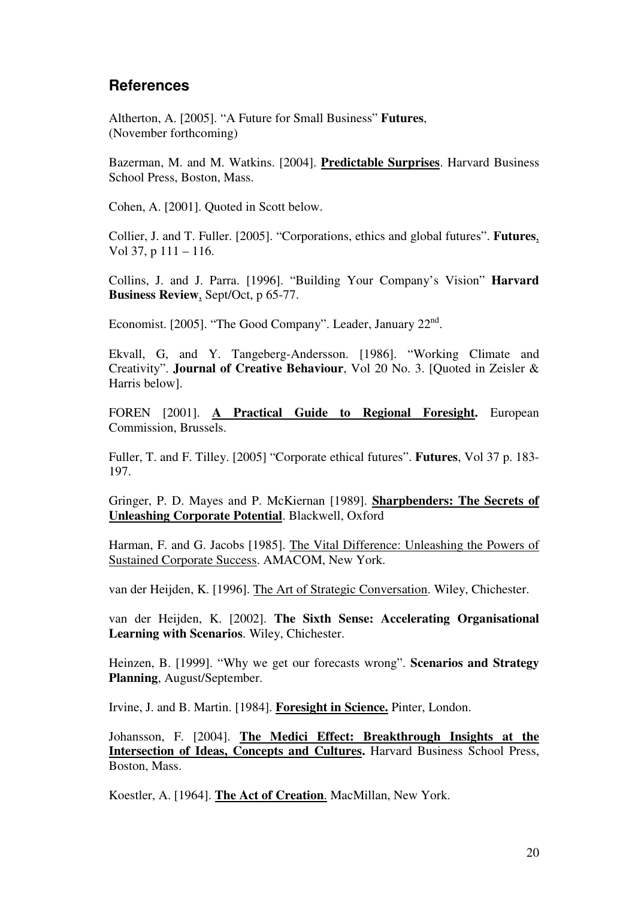## References

Altherton, A. [2005]. "A Future for Small Business" **Futures**, (November forthcoming)

Bazerman, M. and M. Watkins. [2004]. **Predictable Surprises**. Harvard Business School Press, Boston, Mass.

Cohen, A. [2001]. Quoted in Scott below.

Collier, J. and T. Fuller. [2005]. "Corporations, ethics and global futures". **Futures**, Vol 37, p 111 – 116.

Collins, J. and J. Parra. [1996]. "Building Your Company's Vision" **Harvard Business Review**, Sept/Oct, p 65-77.

Economist. [2005]. "The Good Company". Leader, January 22nd.

Ekvall, G, and Y. Tangeberg-Andersson. [1986]. "Working Climate and Creativity". **Journal of Creative Behaviour**, Vol 20 No. 3. [Quoted in Zeisler & Harris below].

FOREN [2001]. **A Practical Guide to Regional Foresight.** European Commission, Brussels.

Fuller, T. and F. Tilley. [2005] "Corporate ethical futures". **Futures**, Vol 37 p. 183-197.

Gringer, P. D. Mayes and P. McKiernan [1989]. **Sharpbenders: The Secrets of Unleashing Corporate Potential**. Blackwell, Oxford

Harman, F. and G. Jacobs [1985]. The Vital Difference: Unleashing the Powers of Sustained Corporate Success. AMACOM, New York.

van der Heijden, K. [1996]. The Art of Strategic Conversation. Wiley, Chichester.

van der Heijden, K. [2002]. **The Sixth Sense: Accelerating Organisational Learning with Scenarios**. Wiley, Chichester.

Heinzen, B. [1999]. "Why we get our forecasts wrong". **Scenarios and Strategy Planning**, August/September.

Irvine, J. and B. Martin. [1984]. **Foresight in Science.** Pinter, London.

Johansson, F. [2004]. **The Medici Effect: Breakthrough Insights at the Intersection of Ideas, Concepts and Cultures.** Harvard Business School Press, Boston, Mass.

Koestler, A. [1964]. **The Act of Creation**. MacMillan, New York.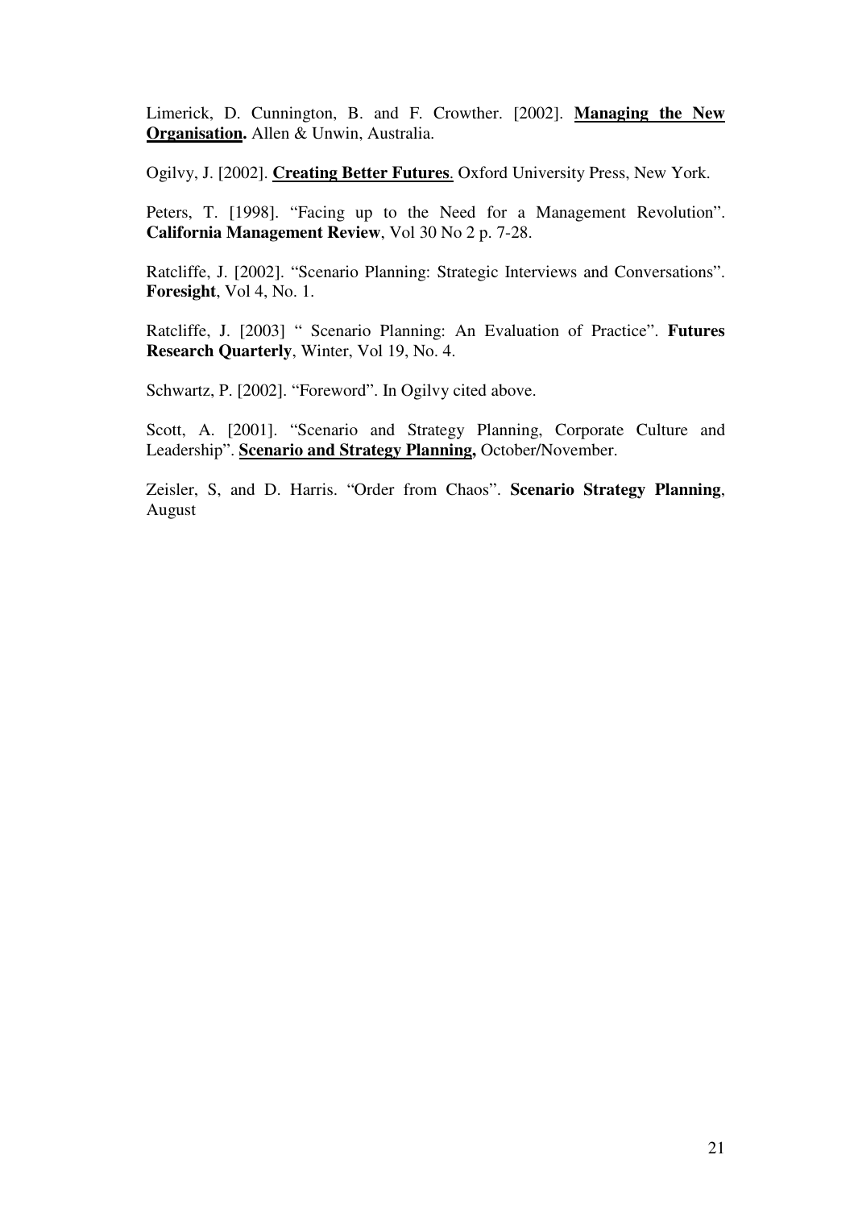Limerick, D. Cunnington, B. and F. Crowther. [2002]. **Managing the New Organisation.** Allen & Unwin, Australia.

Ogilvy, J. [2002]. **Creating Better Futures**. Oxford University Press, New York.

Peters, T. [1998]. "Facing up to the Need for a Management Revolution". **California Management Review**, Vol 30 No 2 p. 7-28.

Ratcliffe, J. [2002]. "Scenario Planning: Strategic Interviews and Conversations". **Foresight**, Vol 4, No. 1.

Ratcliffe, J. [2003] " Scenario Planning: An Evaluation of Practice". **Futures Research Quarterly**, Winter, Vol 19, No. 4.

Schwartz, P. [2002]. "Foreword". In Ogilvy cited above.

Scott, A. [2001]. "Scenario and Strategy Planning, Corporate Culture and Leadership". **Scenario and Strategy Planning,** October/November.

Zeisler, S, and D. Harris. "Order from Chaos". **Scenario Strategy Planning**, August